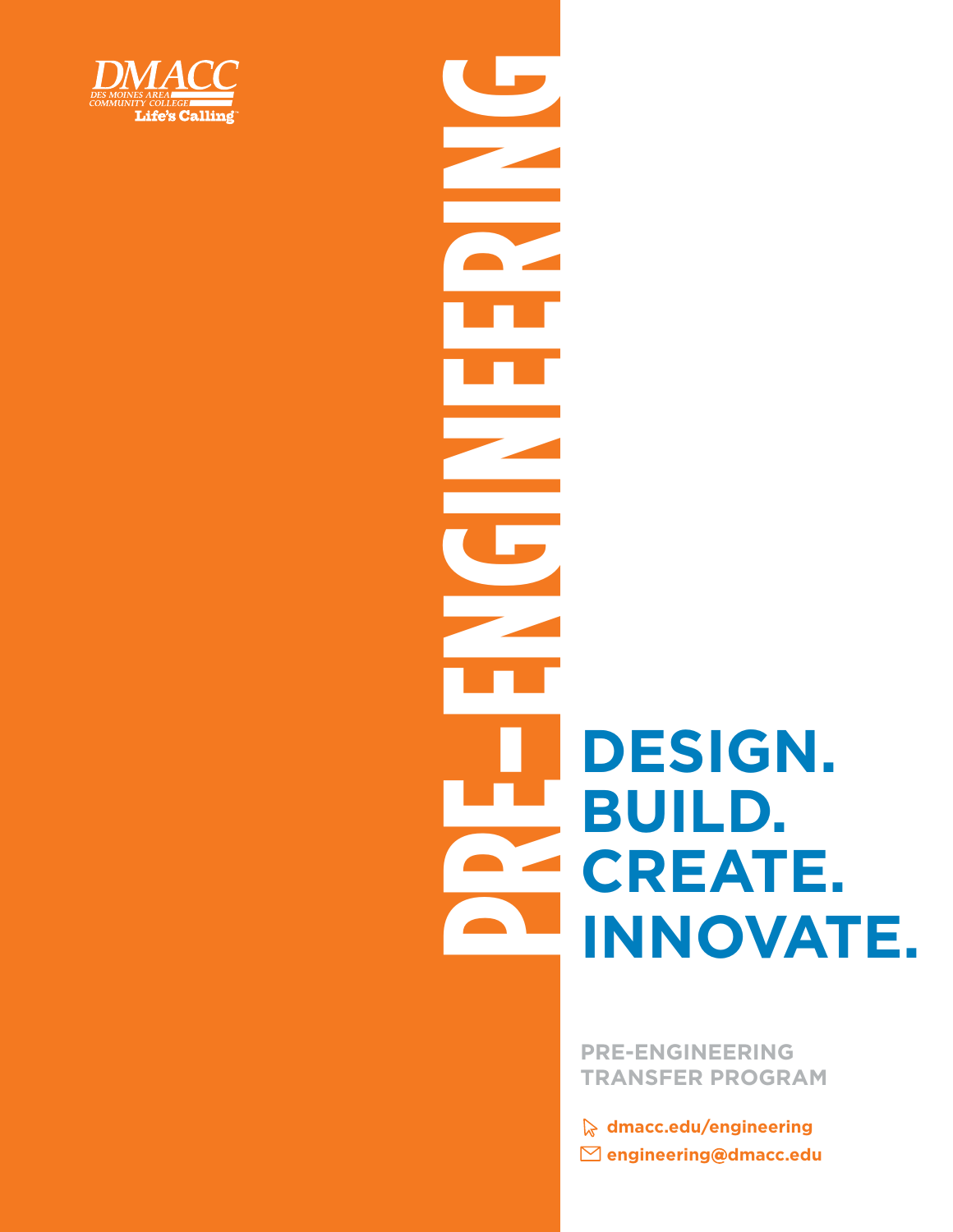DMACC
DES MOINES AREA COMMUNITY COLLEGE
Life's Calling

# PRE-ENGINEERING

## DESIGN. BUILD. CREATE. INNOVATE.

**PRE-ENGINEERING TRANSFER PROGRAM**

dmacc.edu/engineering
engineering@dmacc.edu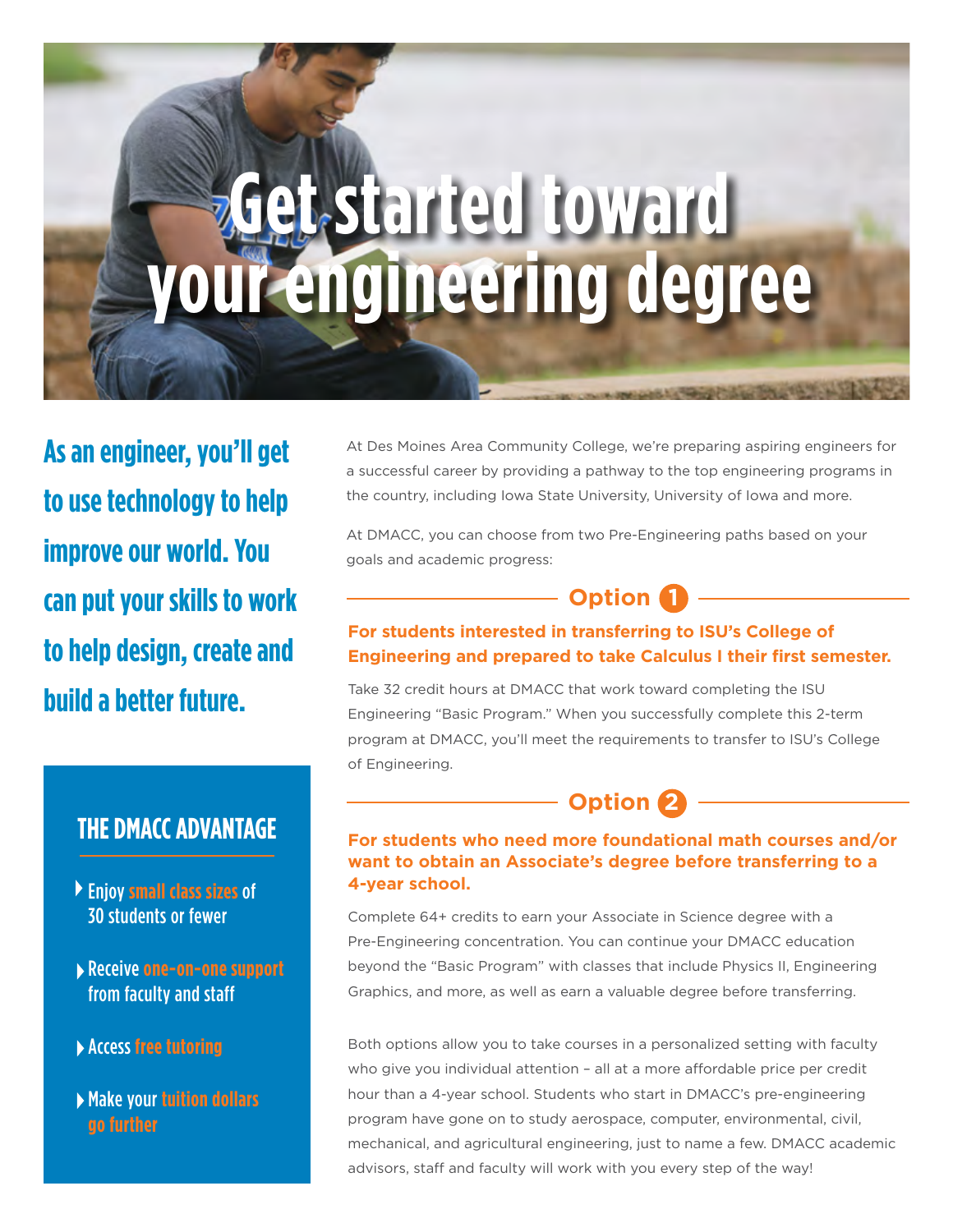# Get started toward your engineering degree

**As an engineer, you'll get to use technology to help improve our world. You can put your skills to work to help design, create and build a better future.**

## THE DMACC ADVANTAGE

- Enjoy **small class sizes** of 30 students or fewer
- Receive **one-on-one support** from faculty and staff
- Access **free tutoring**
- Make your **tuition dollars go further**

At Des Moines Area Community College, we're preparing aspiring engineers for a successful career by providing a pathway to the top engineering programs in the country, including Iowa State University, University of Iowa and more.

At DMACC, you can choose from two Pre-Engineering paths based on your goals and academic progress:

### Option 1

**For students interested in transferring to ISU's College of Engineering and prepared to take Calculus I their first semester.**

Take 32 credit hours at DMACC that work toward completing the ISU Engineering "Basic Program." When you successfully complete this 2-term program at DMACC, you'll meet the requirements to transfer to ISU's College of Engineering.

### Option 2

**For students who need more foundational math courses and/or want to obtain an Associate's degree before transferring to a 4-year school.**

Complete 64+ credits to earn your Associate in Science degree with a Pre-Engineering concentration. You can continue your DMACC education beyond the "Basic Program" with classes that include Physics II, Engineering Graphics, and more, as well as earn a valuable degree before transferring.

Both options allow you to take courses in a personalized setting with faculty who give you individual attention – all at a more affordable price per credit hour than a 4-year school. Students who start in DMACC's pre-engineering program have gone on to study aerospace, computer, environmental, civil, mechanical, and agricultural engineering, just to name a few. DMACC academic advisors, staff and faculty will work with you every step of the way!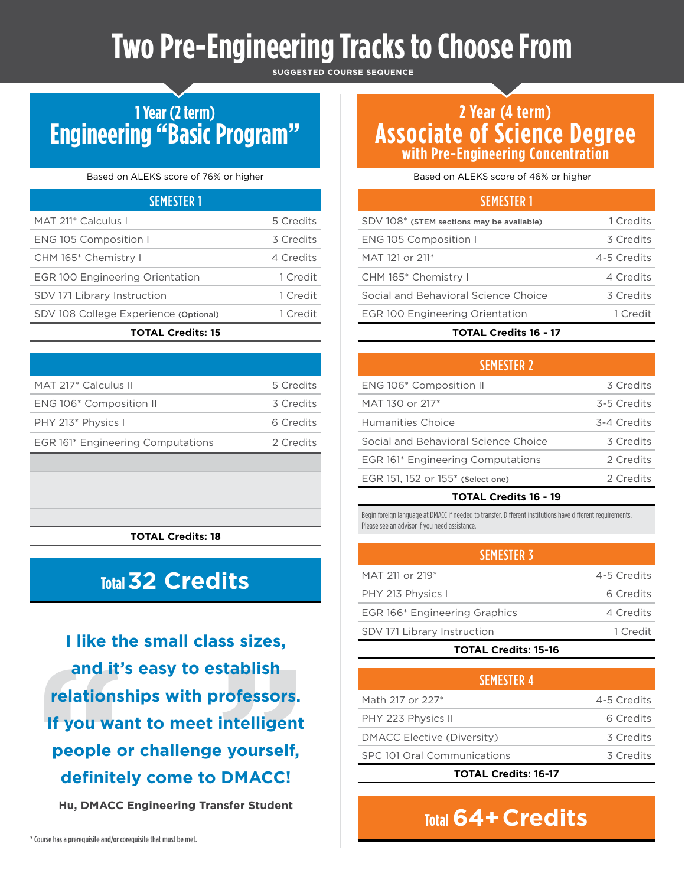# Two Pre-Engineering Tracks to Choose From

SUGGESTED COURSE SEQUENCE

## 1 Year (2 term) Engineering "Basic Program"

Based on ALEKS score of 76% or higher

| SEMESTER 1 | |
|---|---|
| MAT 211* Calculus I | 5 Credits |
| ENG 105 Composition I | 3 Credits |
| CHM 165* Chemistry I | 4 Credits |
| EGR 100 Engineering Orientation | 1 Credit |
| SDV 171 Library Instruction | 1 Credit |
| SDV 108 College Experience **(Optional)** | 1 Credit |
| **TOTAL Credits: 15** | |

| | |
|---|---|
| MAT 217* Calculus II | 5 Credits |
| ENG 106* Composition II | 3 Credits |
| PHY 213* Physics I | 6 Credits |
| EGR 161* Engineering Computations | 2 Credits |
| **TOTAL Credits: 18** | |

### Total 32 Credits

**I like the small class sizes, and it's easy to establish relationships with professors. If you want to meet intelligent people or challenge yourself, definitely come to DMACC!**

**Hu, DMACC Engineering Transfer Student**

## 2 Year (4 term) Associate of Science Degree with Pre-Engineering Concentration

Based on ALEKS score of 46% or higher

| SEMESTER 1 | |
|---|---|
| SDV 108* **(STEM sections may be available)** | 1 Credits |
| ENG 105 Composition I | 3 Credits |
| MAT 121 or 211* | 4-5 Credits |
| CHM 165* Chemistry I | 4 Credits |
| Social and Behavioral Science Choice | 3 Credits |
| EGR 100 Engineering Orientation | 1 Credit |
| **TOTAL Credits 16 - 17** | |

| SEMESTER 2 | |
|---|---|
| ENG 106* Composition II | 3 Credits |
| MAT 130 or 217* | 3-5 Credits |
| Humanities Choice | 3-4 Credits |
| Social and Behavioral Science Choice | 3 Credits |
| EGR 161* Engineering Computations | 2 Credits |
| EGR 151, 152 or 155* **(Select one)** | 2 Credits |
| **TOTAL Credits 16 - 19** | |

Begin foreign language at DMACC if needed to transfer. Different institutions have different requirements. Please see an advisor if you need assistance.

| SEMESTER 3 | |
|---|---|
| MAT 211 or 219* | 4-5 Credits |
| PHY 213 Physics I | 6 Credits |
| EGR 166* Engineering Graphics | 4 Credits |
| SDV 171 Library Instruction | 1 Credit |
| **TOTAL Credits: 15-16** | |

| SEMESTER 4 | |
|---|---|
| Math 217 or 227* | 4-5 Credits |
| PHY 223 Physics II | 6 Credits |
| DMACC Elective (Diversity) | 3 Credits |
| SPC 101 Oral Communications | 3 Credits |
| **TOTAL Credits: 16-17** | |

### Total 64+ Credits

\* Course has a prerequisite and/or corequisite that must be met.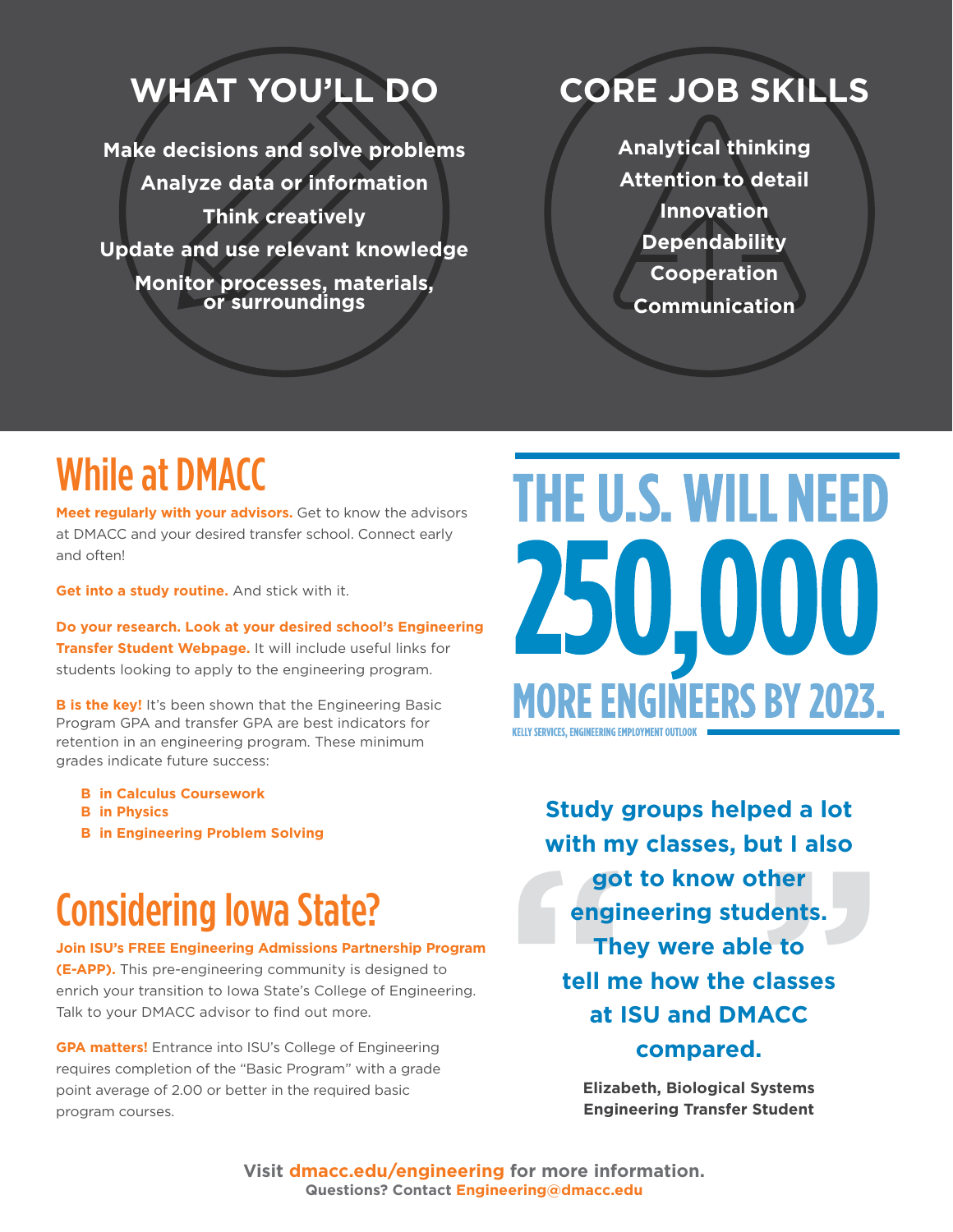## WHAT YOU'LL DO

**Make decisions and solve problems**
**Analyze data or information**
**Think creatively**
**Update and use relevant knowledge**
**Monitor processes, materials, or surroundings**

## CORE JOB SKILLS

**Analytical thinking**
**Attention to detail**
**Innovation**
**Dependability**
**Cooperation**
**Communication**

## While at DMACC

**Meet regularly with your advisors.** Get to know the advisors at DMACC and your desired transfer school. Connect early and often!

**Get into a study routine.** And stick with it.

**Do your research. Look at your desired school's Engineering Transfer Student Webpage.** It will include useful links for students looking to apply to the engineering program.

**B is the key!** It's been shown that the Engineering Basic Program GPA and transfer GPA are best indicators for retention in an engineering program. These minimum grades indicate future success:

- **B in Calculus Coursework**
- **B in Physics**
- **B in Engineering Problem Solving**

## Considering Iowa State?

**Join ISU's FREE Engineering Admissions Partnership Program (E-APP).** This pre-engineering community is designed to enrich your transition to Iowa State's College of Engineering. Talk to your DMACC advisor to find out more.

**GPA matters!** Entrance into ISU's College of Engineering requires completion of the "Basic Program" with a grade point average of 2.00 or better in the required basic program courses.

## THE U.S. WILL NEED 250,000 MORE ENGINEERS BY 2023.

KELLY SERVICES, ENGINEERING EMPLOYMENT OUTLOOK

> **Study groups helped a lot with my classes, but I also got to know other engineering students. They were able to tell me how the classes at ISU and DMACC compared.**
>
> **Elizabeth, Biological Systems Engineering Transfer Student**

**Visit dmacc.edu/engineering for more information.**
**Questions? Contact Engineering@dmacc.edu**